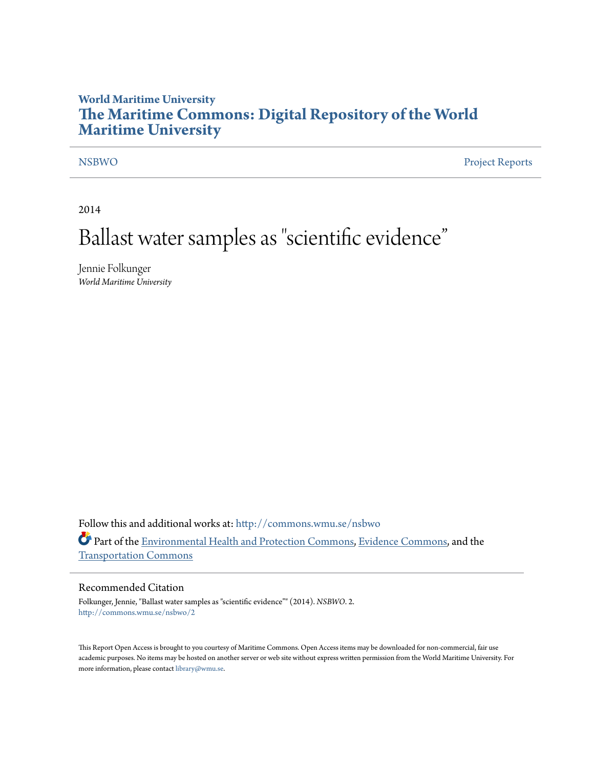**World Maritime University**

**The Maritime Commons: Digital Repository of the World Maritime University**

NSBWO | Project Reports

2014

# Ballast water samples as "scientific evidence"

Jennie Folkunger
*World Maritime University*

Follow this and additional works at: http://commons.wmu.se/nsbwo

Part of the Environmental Health and Protection Commons, Evidence Commons, and the Transportation Commons

## Recommended Citation

Folkunger, Jennie, "Ballast water samples as "scientific evidence"" (2014). *NSBWO*. 2.
http://commons.wmu.se/nsbwo/2

This Report Open Access is brought to you courtesy of Maritime Commons. Open Access items may be downloaded for non-commercial, fair use academic purposes. No items may be hosted on another server or web site without express written permission from the World Maritime University. For more information, please contact library@wmu.se.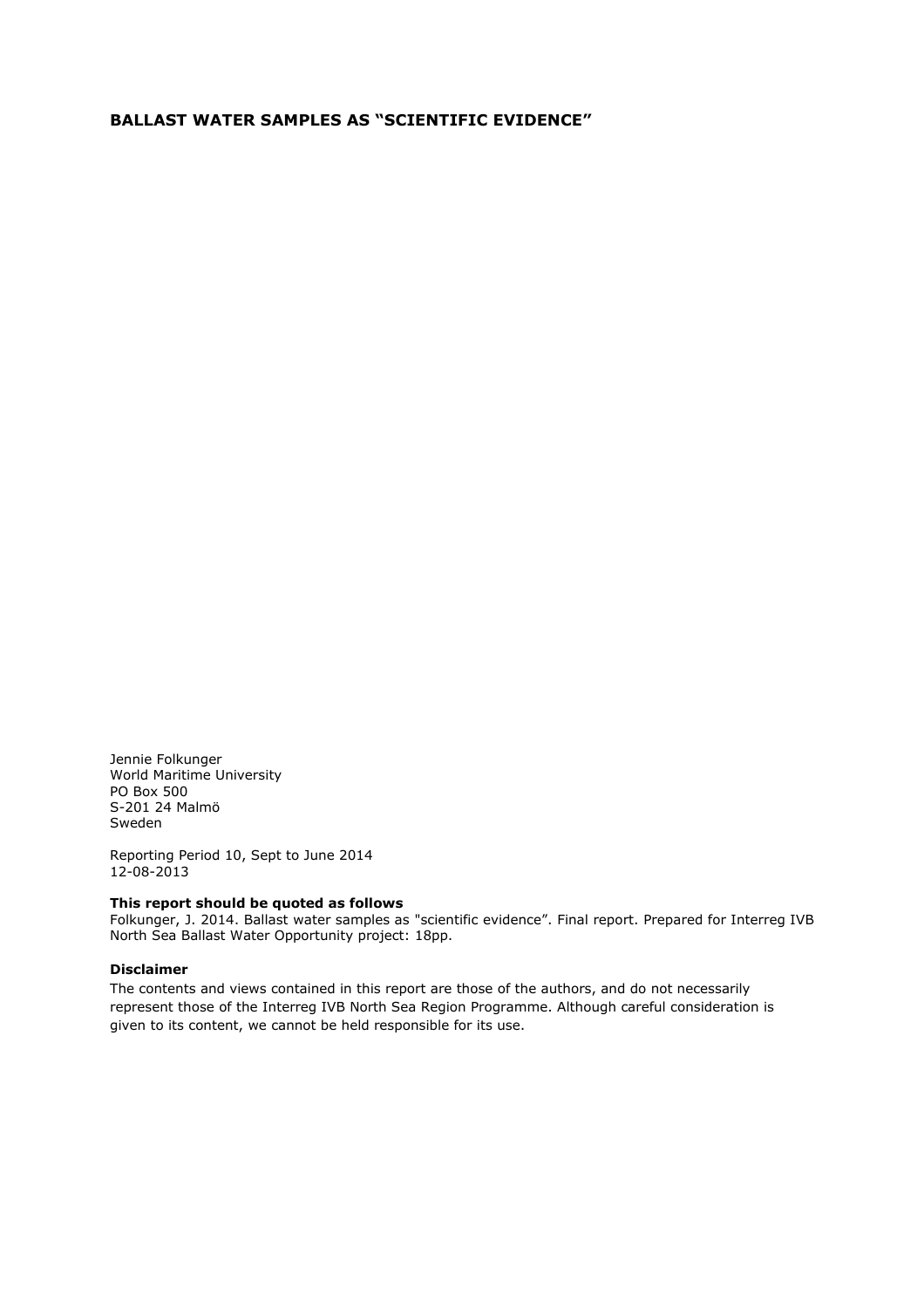**BALLAST WATER SAMPLES AS "SCIENTIFIC EVIDENCE"**

Jennie Folkunger
World Maritime University
PO Box 500
S-201 24 Malmö
Sweden

Reporting Period 10, Sept to June 2014
12-08-2013

**This report should be quoted as follows**
Folkunger, J. 2014. Ballast water samples as "scientific evidence". Final report. Prepared for Interreg IVB North Sea Ballast Water Opportunity project: 18pp.

**Disclaimer**
The contents and views contained in this report are those of the authors, and do not necessarily represent those of the Interreg IVB North Sea Region Programme. Although careful consideration is given to its content, we cannot be held responsible for its use.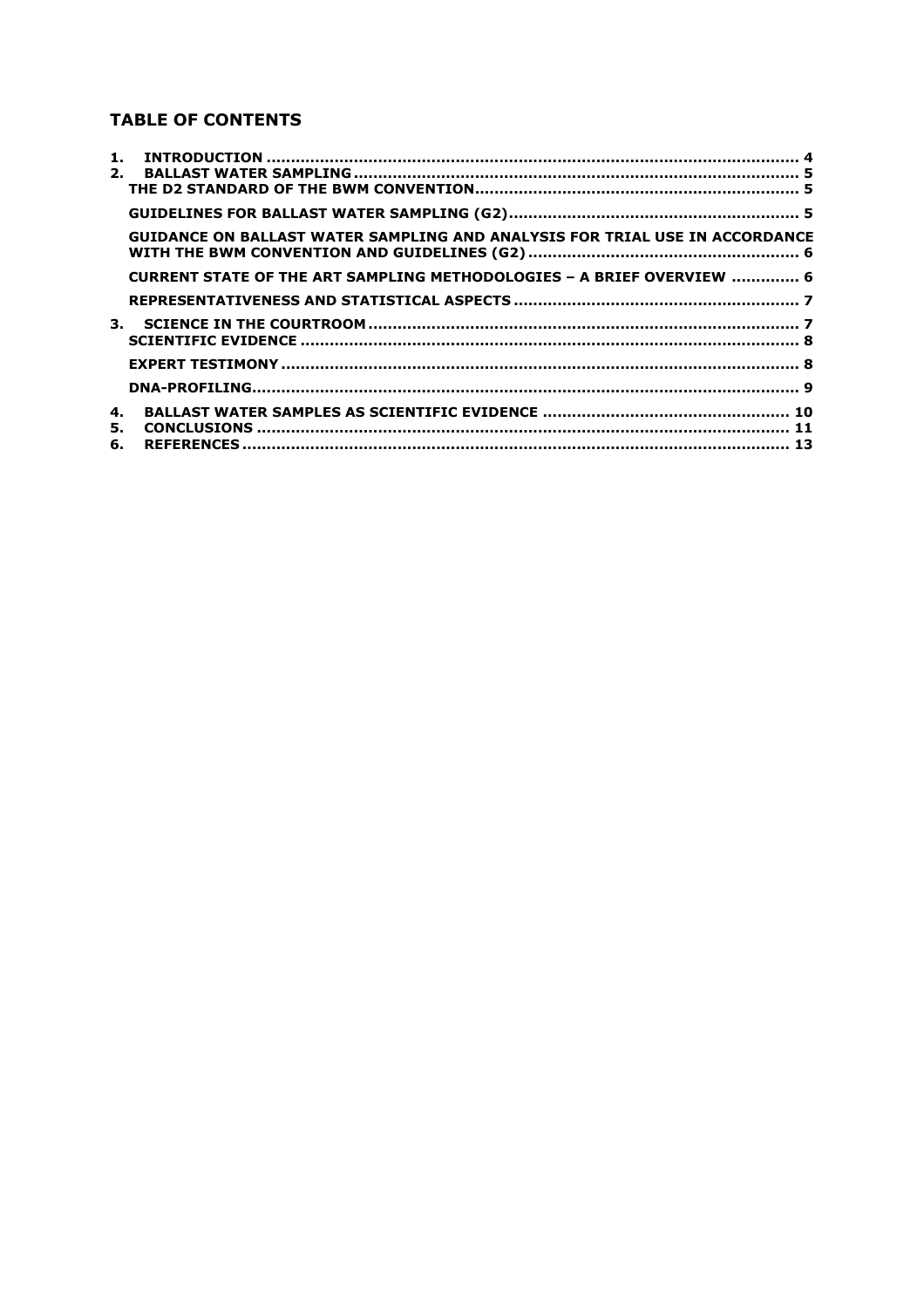# TABLE OF CONTENTS

1. INTRODUCTION ............................................................................................................ 4
2. BALLAST WATER SAMPLING .......................................................................................... 5
   - THE D2 STANDARD OF THE BWM CONVENTION ..................................................................... 5
   - GUIDELINES FOR BALLAST WATER SAMPLING (G2) ............................................................. 5
   - GUIDANCE ON BALLAST WATER SAMPLING AND ANALYSIS FOR TRIAL USE IN ACCORDANCE WITH THE BWM CONVENTION AND GUIDELINES (G2) ......................................................... 6
   - CURRENT STATE OF THE ART SAMPLING METHODOLOGIES – A BRIEF OVERVIEW ............. 6
   - REPRESENTATIVENESS AND STATISTICAL ASPECTS ........................................................... 7
3. SCIENCE IN THE COURTROOM ........................................................................................ 7
   - SCIENTIFIC EVIDENCE ........................................................................................................ 8
   - EXPERT TESTIMONY ............................................................................................................ 8
   - DNA-PROFILING .................................................................................................................. 9
4. BALLAST WATER SAMPLES AS SCIENTIFIC EVIDENCE ................................................... 10
5. CONCLUSIONS ............................................................................................................. 11
6. REFERENCES ................................................................................................................ 13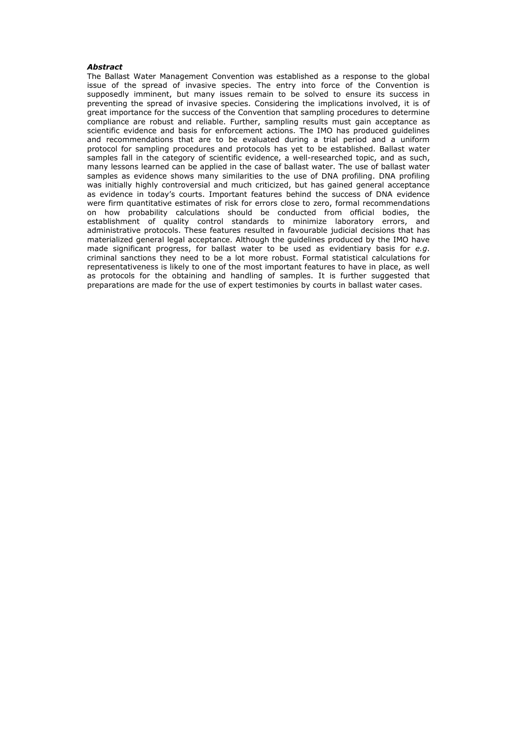***Abstract***

The Ballast Water Management Convention was established as a response to the global issue of the spread of invasive species. The entry into force of the Convention is supposedly imminent, but many issues remain to be solved to ensure its success in preventing the spread of invasive species. Considering the implications involved, it is of great importance for the success of the Convention that sampling procedures to determine compliance are robust and reliable. Further, sampling results must gain acceptance as scientific evidence and basis for enforcement actions. The IMO has produced guidelines and recommendations that are to be evaluated during a trial period and a uniform protocol for sampling procedures and protocols has yet to be established. Ballast water samples fall in the category of scientific evidence, a well-researched topic, and as such, many lessons learned can be applied in the case of ballast water. The use of ballast water samples as evidence shows many similarities to the use of DNA profiling. DNA profiling was initially highly controversial and much criticized, but has gained general acceptance as evidence in today's courts. Important features behind the success of DNA evidence were firm quantitative estimates of risk for errors close to zero, formal recommendations on how probability calculations should be conducted from official bodies, the establishment of quality control standards to minimize laboratory errors, and administrative protocols. These features resulted in favourable judicial decisions that has materialized general legal acceptance. Although the guidelines produced by the IMO have made significant progress, for ballast water to be used as evidentiary basis for *e.g.* criminal sanctions they need to be a lot more robust. Formal statistical calculations for representativeness is likely to one of the most important features to have in place, as well as protocols for the obtaining and handling of samples. It is further suggested that preparations are made for the use of expert testimonies by courts in ballast water cases.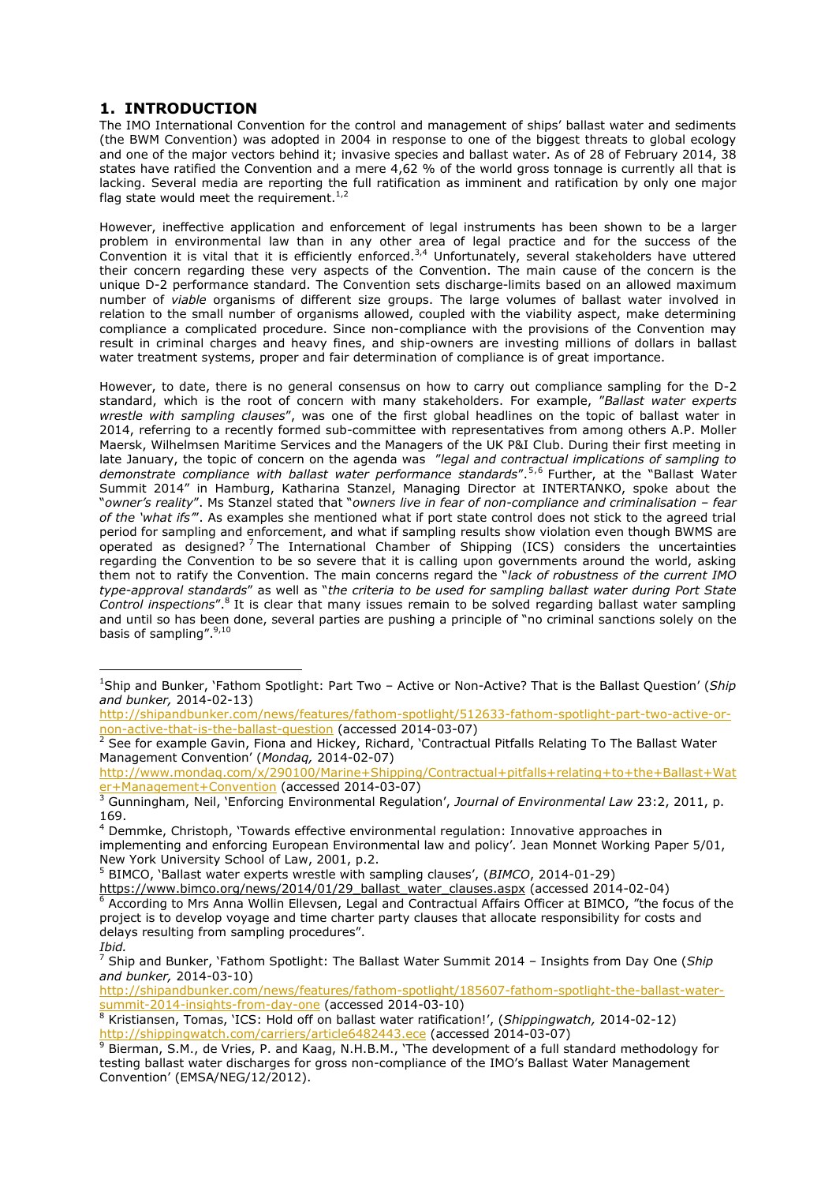## 1. INTRODUCTION

The IMO International Convention for the control and management of ships' ballast water and sediments (the BWM Convention) was adopted in 2004 in response to one of the biggest threats to global ecology and one of the major vectors behind it; invasive species and ballast water. As of 28 of February 2014, 38 states have ratified the Convention and a mere 4,62 % of the world gross tonnage is currently all that is lacking. Several media are reporting the full ratification as imminent and ratification by only one major flag state would meet the requirement.[1,2]

However, ineffective application and enforcement of legal instruments has been shown to be a larger problem in environmental law than in any other area of legal practice and for the success of the Convention it is vital that it is efficiently enforced.[3,4] Unfortunately, several stakeholders have uttered their concern regarding these very aspects of the Convention. The main cause of the concern is the unique D-2 performance standard. The Convention sets discharge-limits based on an allowed maximum number of *viable* organisms of different size groups. The large volumes of ballast water involved in relation to the small number of organisms allowed, coupled with the viability aspect, make determining compliance a complicated procedure. Since non-compliance with the provisions of the Convention may result in criminal charges and heavy fines, and ship-owners are investing millions of dollars in ballast water treatment systems, proper and fair determination of compliance is of great importance.

However, to date, there is no general consensus on how to carry out compliance sampling for the D-2 standard, which is the root of concern with many stakeholders. For example, "*Ballast water experts wrestle with sampling clauses*", was one of the first global headlines on the topic of ballast water in 2014, referring to a recently formed sub-committee with representatives from among others A.P. Moller Maersk, Wilhelmsen Maritime Services and the Managers of the UK P&I Club. During their first meeting in late January, the topic of concern on the agenda was "*legal and contractual implications of sampling to demonstrate compliance with ballast water performance standards*".[5,6] Further, at the "Ballast Water Summit 2014" in Hamburg, Katharina Stanzel, Managing Director at INTERTANKO, spoke about the "*owner's reality*". Ms Stanzel stated that "*owners live in fear of non-compliance and criminalisation – fear of the 'what ifs'*". As examples she mentioned what if port state control does not stick to the agreed trial period for sampling and enforcement, and what if sampling results show violation even though BWMS are operated as designed?[7] The International Chamber of Shipping (ICS) considers the uncertainties regarding the Convention to be so severe that it is calling upon governments around the world, asking them not to ratify the Convention. The main concerns regard the "*lack of robustness of the current IMO type-approval standards*" as well as "*the criteria to be used for sampling ballast water during Port State Control inspections*".[8] It is clear that many issues remain to be solved regarding ballast water sampling and until so has been done, several parties are pushing a principle of "no criminal sanctions solely on the basis of sampling".[9,10]

---

[1] Ship and Bunker, 'Fathom Spotlight: Part Two – Active or Non-Active? That is the Ballast Question' (*Ship and bunker,* 2014-02-13) http://shipandbunker.com/news/features/fathom-spotlight/512633-fathom-spotlight-part-two-active-or-non-active-that-is-the-ballast-question (accessed 2014-03-07)

[2] See for example Gavin, Fiona and Hickey, Richard, 'Contractual Pitfalls Relating To The Ballast Water Management Convention' (*Mondaq,* 2014-02-07) http://www.mondaq.com/x/290100/Marine+Shipping/Contractual+pitfalls+relating+to+the+Ballast+Water+Management+Convention (accessed 2014-03-07)

[3] Gunningham, Neil, 'Enforcing Environmental Regulation', *Journal of Environmental Law* 23:2, 2011, p. 169.

[4] Demmke, Christoph, 'Towards effective environmental regulation: Innovative approaches in implementing and enforcing European Environmental law and policy'. Jean Monnet Working Paper 5/01, New York University School of Law, 2001, p.2.

[5] BIMCO, 'Ballast water experts wrestle with sampling clauses', (*BIMCO*, 2014-01-29) https://www.bimco.org/news/2014/01/29_ballast_water_clauses.aspx (accessed 2014-02-04)

[6] According to Mrs Anna Wollin Ellevsen, Legal and Contractual Affairs Officer at BIMCO, "the focus of the project is to develop voyage and time charter party clauses that allocate responsibility for costs and delays resulting from sampling procedures". *Ibid.*

[7] Ship and Bunker, 'Fathom Spotlight: The Ballast Water Summit 2014 – Insights from Day One (*Ship and bunker,* 2014-03-10) http://shipandbunker.com/news/features/fathom-spotlight/185607-fathom-spotlight-the-ballast-water-summit-2014-insights-from-day-one (accessed 2014-03-10)

[8] Kristiansen, Tomas, 'ICS: Hold off on ballast water ratification!', (*Shippingwatch,* 2014-02-12) http://shippingwatch.com/carriers/article6482443.ece (accessed 2014-03-07)

[9] Bierman, S.M., de Vries, P. and Kaag, N.H.B.M., 'The development of a full standard methodology for testing ballast water discharges for gross non-compliance of the IMO's Ballast Water Management Convention' (EMSA/NEG/12/2012).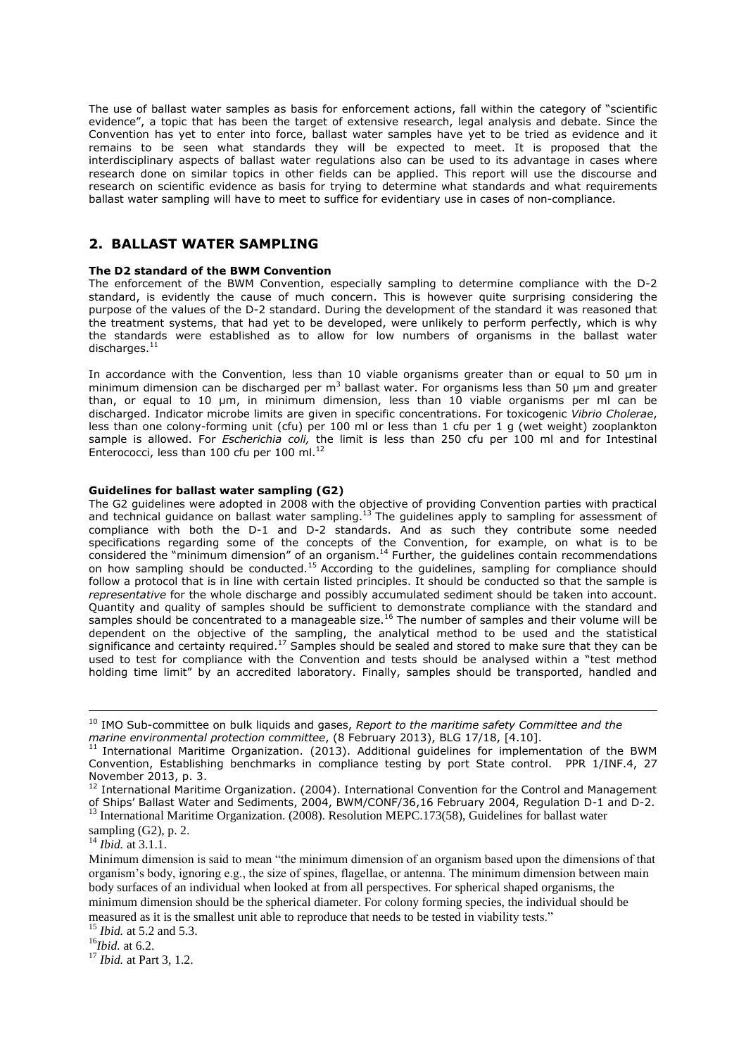The use of ballast water samples as basis for enforcement actions, fall within the category of "scientific evidence", a topic that has been the target of extensive research, legal analysis and debate. Since the Convention has yet to enter into force, ballast water samples have yet to be tried as evidence and it remains to be seen what standards they will be expected to meet. It is proposed that the interdisciplinary aspects of ballast water regulations also can be used to its advantage in cases where research done on similar topics in other fields can be applied. This report will use the discourse and research on scientific evidence as basis for trying to determine what standards and what requirements ballast water sampling will have to meet to suffice for evidentiary use in cases of non-compliance.

## 2. BALLAST WATER SAMPLING

#### The D2 standard of the BWM Convention

The enforcement of the BWM Convention, especially sampling to determine compliance with the D-2 standard, is evidently the cause of much concern. This is however quite surprising considering the purpose of the values of the D-2 standard. During the development of the standard it was reasoned that the treatment systems, that had yet to be developed, were unlikely to perform perfectly, which is why the standards were established as to allow for low numbers of organisms in the ballast water discharges.[11]

In accordance with the Convention, less than 10 viable organisms greater than or equal to 50 μm in minimum dimension can be discharged per $m^3$ ballast water. For organisms less than 50 μm and greater than, or equal to 10 μm, in minimum dimension, less than 10 viable organisms per ml can be discharged. Indicator microbe limits are given in specific concentrations. For toxicogenic *Vibrio Cholerae*, less than one colony-forming unit (cfu) per 100 ml or less than 1 cfu per 1 g (wet weight) zooplankton sample is allowed. For *Escherichia coli,* the limit is less than 250 cfu per 100 ml and for Intestinal Enterococci, less than 100 cfu per 100 ml.[12]

#### Guidelines for ballast water sampling (G2)

The G2 guidelines were adopted in 2008 with the objective of providing Convention parties with practical and technical guidance on ballast water sampling.[13] The guidelines apply to sampling for assessment of compliance with both the D-1 and D-2 standards. And as such they contribute some needed specifications regarding some of the concepts of the Convention, for example, on what is to be considered the "minimum dimension" of an organism.[14] Further, the guidelines contain recommendations on how sampling should be conducted.[15] According to the guidelines, sampling for compliance should follow a protocol that is in line with certain listed principles. It should be conducted so that the sample is *representative* for the whole discharge and possibly accumulated sediment should be taken into account. Quantity and quality of samples should be sufficient to demonstrate compliance with the standard and samples should be concentrated to a manageable size.[16] The number of samples and their volume will be dependent on the objective of the sampling, the analytical method to be used and the statistical significance and certainty required.[17] Samples should be sealed and stored to make sure that they can be used to test for compliance with the Convention and tests should be analysed within a "test method holding time limit" by an accredited laboratory. Finally, samples should be transported, handled and

---

[10] IMO Sub-committee on bulk liquids and gases, *Report to the maritime safety Committee and the marine environmental protection committee*, (8 February 2013), BLG 17/18, [4.10].

[11] International Maritime Organization. (2013). Additional guidelines for implementation of the BWM Convention, Establishing benchmarks in compliance testing by port State control. PPR 1/INF.4, 27 November 2013, p. 3.

[12] International Maritime Organization. (2004). International Convention for the Control and Management of Ships' Ballast Water and Sediments, 2004, BWM/CONF/36,16 February 2004, Regulation D-1 and D-2.

[13] International Maritime Organization. (2008). Resolution MEPC.173(58), Guidelines for ballast water sampling (G2), p. 2.

[14] *Ibid.* at 3.1.1.

Minimum dimension is said to mean "the minimum dimension of an organism based upon the dimensions of that organism's body, ignoring e.g., the size of spines, flagellae, or antenna. The minimum dimension between main body surfaces of an individual when looked at from all perspectives. For spherical shaped organisms, the minimum dimension should be the spherical diameter. For colony forming species, the individual should be measured as it is the smallest unit able to reproduce that needs to be tested in viability tests."

[15] *Ibid.* at 5.2 and 5.3.

[16] *Ibid.* at 6.2.

[17] *Ibid.* at Part 3, 1.2.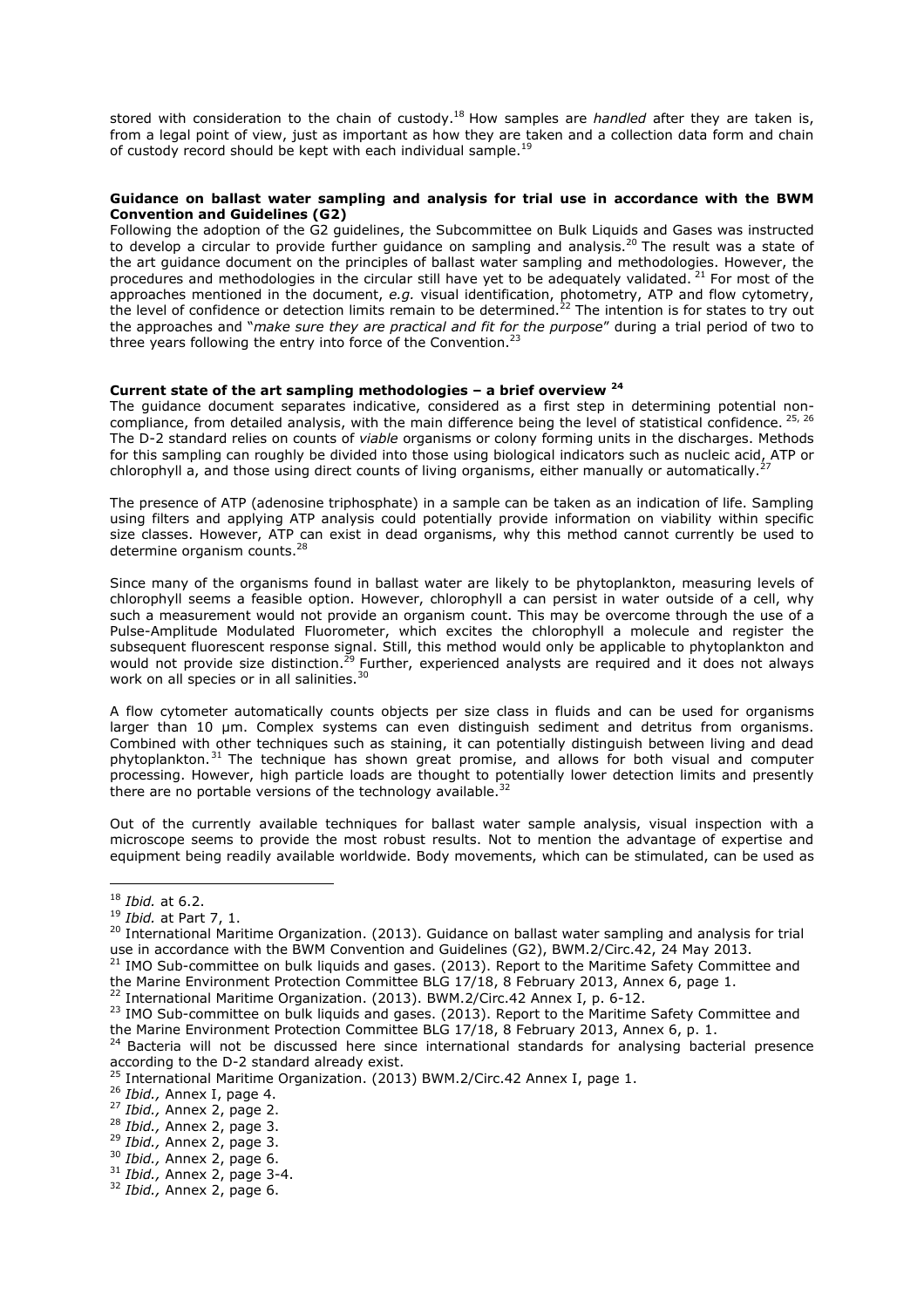stored with consideration to the chain of custody.[18] How samples are *handled* after they are taken is, from a legal point of view, just as important as how they are taken and a collection data form and chain of custody record should be kept with each individual sample.[19]

**Guidance on ballast water sampling and analysis for trial use in accordance with the BWM Convention and Guidelines (G2)**

Following the adoption of the G2 guidelines, the Subcommittee on Bulk Liquids and Gases was instructed to develop a circular to provide further guidance on sampling and analysis.[20] The result was a state of the art guidance document on the principles of ballast water sampling and methodologies. However, the procedures and methodologies in the circular still have yet to be adequately validated.[21] For most of the approaches mentioned in the document, *e.g.* visual identification, photometry, ATP and flow cytometry, the level of confidence or detection limits remain to be determined.[22] The intention is for states to try out the approaches and "*make sure they are practical and fit for the purpose*" during a trial period of two to three years following the entry into force of the Convention.[23]

**Current state of the art sampling methodologies – a brief overview [24]**

The guidance document separates indicative, considered as a first step in determining potential non-compliance, from detailed analysis, with the main difference being the level of statistical confidence.[25, 26] The D-2 standard relies on counts of *viable* organisms or colony forming units in the discharges. Methods for this sampling can roughly be divided into those using biological indicators such as nucleic acid, ATP or chlorophyll a, and those using direct counts of living organisms, either manually or automatically.[27]

The presence of ATP (adenosine triphosphate) in a sample can be taken as an indication of life. Sampling using filters and applying ATP analysis could potentially provide information on viability within specific size classes. However, ATP can exist in dead organisms, why this method cannot currently be used to determine organism counts.[28]

Since many of the organisms found in ballast water are likely to be phytoplankton, measuring levels of chlorophyll seems a feasible option. However, chlorophyll a can persist in water outside of a cell, why such a measurement would not provide an organism count. This may be overcome through the use of a Pulse-Amplitude Modulated Fluorometer, which excites the chlorophyll a molecule and register the subsequent fluorescent response signal. Still, this method would only be applicable to phytoplankton and would not provide size distinction.[29] Further, experienced analysts are required and it does not always work on all species or in all salinities.[30]

A flow cytometer automatically counts objects per size class in fluids and can be used for organisms larger than 10 µm. Complex systems can even distinguish sediment and detritus from organisms. Combined with other techniques such as staining, it can potentially distinguish between living and dead phytoplankton.[31] The technique has shown great promise, and allows for both visual and computer processing. However, high particle loads are thought to potentially lower detection limits and presently there are no portable versions of the technology available.[32]

Out of the currently available techniques for ballast water sample analysis, visual inspection with a microscope seems to provide the most robust results. Not to mention the advantage of expertise and equipment being readily available worldwide. Body movements, which can be stimulated, can be used as

---

[18] *Ibid.* at 6.2.

[19] *Ibid.* at Part 7, 1.

[20] International Maritime Organization. (2013). Guidance on ballast water sampling and analysis for trial use in accordance with the BWM Convention and Guidelines (G2), BWM.2/Circ.42, 24 May 2013.

[21] IMO Sub-committee on bulk liquids and gases. (2013). Report to the Maritime Safety Committee and the Marine Environment Protection Committee BLG 17/18, 8 February 2013, Annex 6, page 1.

[22] International Maritime Organization. (2013). BWM.2/Circ.42 Annex I, p. 6-12.

[23] IMO Sub-committee on bulk liquids and gases. (2013). Report to the Maritime Safety Committee and the Marine Environment Protection Committee BLG 17/18, 8 February 2013, Annex 6, p. 1.

[24] Bacteria will not be discussed here since international standards for analysing bacterial presence according to the D-2 standard already exist.

[25] International Maritime Organization. (2013) BWM.2/Circ.42 Annex I, page 1.

[26] *Ibid.,* Annex I, page 4.

[27] *Ibid.,* Annex 2, page 2.

[28] *Ibid.,* Annex 2, page 3.

[29] *Ibid.,* Annex 2, page 3.

[30] *Ibid.,* Annex 2, page 6.

[31] *Ibid.,* Annex 2, page 3-4.

[32] *Ibid.,* Annex 2, page 6.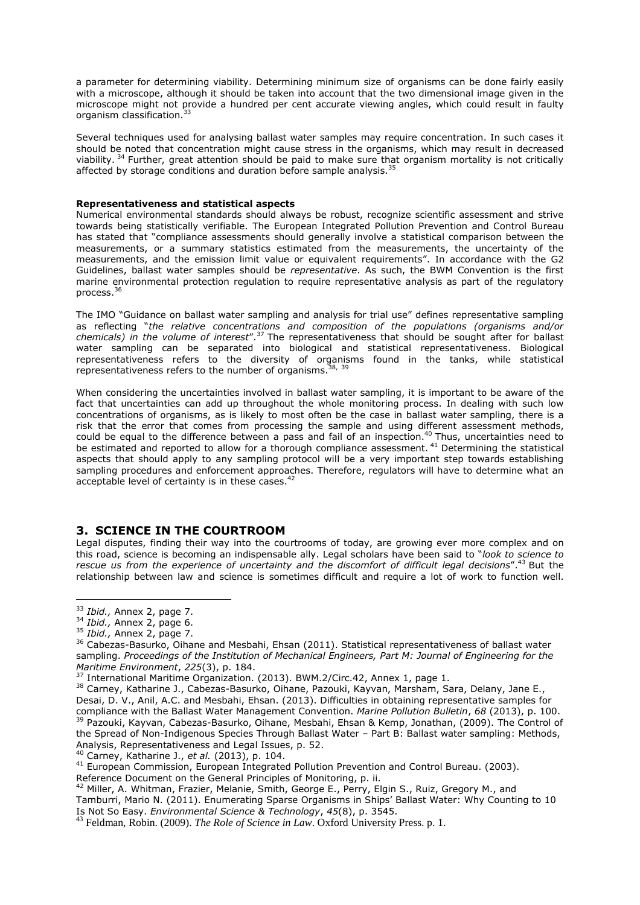a parameter for determining viability. Determining minimum size of organisms can be done fairly easily with a microscope, although it should be taken into account that the two dimensional image given in the microscope might not provide a hundred per cent accurate viewing angles, which could result in faulty organism classification.[33]

Several techniques used for analysing ballast water samples may require concentration. In such cases it should be noted that concentration might cause stress in the organisms, which may result in decreased viability.[34] Further, great attention should be paid to make sure that organism mortality is not critically affected by storage conditions and duration before sample analysis.[35]

**Representativeness and statistical aspects**

Numerical environmental standards should always be robust, recognize scientific assessment and strive towards being statistically verifiable. The European Integrated Pollution Prevention and Control Bureau has stated that "compliance assessments should generally involve a statistical comparison between the measurements, or a summary statistics estimated from the measurements, the uncertainty of the measurements, and the emission limit value or equivalent requirements". In accordance with the G2 Guidelines, ballast water samples should be *representative*. As such, the BWM Convention is the first marine environmental protection regulation to require representative analysis as part of the regulatory process.[36]

The IMO "Guidance on ballast water sampling and analysis for trial use" defines representative sampling as reflecting "*the relative concentrations and composition of the populations (organisms and/or chemicals) in the volume of interest*".[37] The representativeness that should be sought after for ballast water sampling can be separated into biological and statistical representativeness. Biological representativeness refers to the diversity of organisms found in the tanks, while statistical representativeness refers to the number of organisms.[38, 39]

When considering the uncertainties involved in ballast water sampling, it is important to be aware of the fact that uncertainties can add up throughout the whole monitoring process. In dealing with such low concentrations of organisms, as is likely to most often be the case in ballast water sampling, there is a risk that the error that comes from processing the sample and using different assessment methods, could be equal to the difference between a pass and fail of an inspection.[40] Thus, uncertainties need to be estimated and reported to allow for a thorough compliance assessment.[41] Determining the statistical aspects that should apply to any sampling protocol will be a very important step towards establishing sampling procedures and enforcement approaches. Therefore, regulators will have to determine what an acceptable level of certainty is in these cases.[42]

## 3. SCIENCE IN THE COURTROOM

Legal disputes, finding their way into the courtrooms of today, are growing ever more complex and on this road, science is becoming an indispensable ally. Legal scholars have been said to "*look to science to rescue us from the experience of uncertainty and the discomfort of difficult legal decisions*".[43] But the relationship between law and science is sometimes difficult and require a lot of work to function well.

---

[33] *Ibid.,* Annex 2, page 7.

[34] *Ibid.,* Annex 2, page 6.

[35] *Ibid.,* Annex 2, page 7.

[36] Cabezas-Basurko, Oihane and Mesbahi, Ehsan (2011). Statistical representativeness of ballast water sampling. *Proceedings of the Institution of Mechanical Engineers, Part M: Journal of Engineering for the Maritime Environment*, *225*(3), p. 184.

[37] International Maritime Organization. (2013). BWM.2/Circ.42, Annex 1, page 1.

[38] Carney, Katharine J., Cabezas-Basurko, Oihane, Pazouki, Kayvan, Marsham, Sara, Delany, Jane E., Desai, D. V., Anil, A.C. and Mesbahi, Ehsan. (2013). Difficulties in obtaining representative samples for compliance with the Ballast Water Management Convention. *Marine Pollution Bulletin*, *68* (2013), p. 100.

[39] Pazouki, Kayvan, Cabezas-Basurko, Oihane, Mesbahi, Ehsan & Kemp, Jonathan, (2009). The Control of the Spread of Non-Indigenous Species Through Ballast Water – Part B: Ballast water sampling: Methods, Analysis, Representativeness and Legal Issues, p. 52.

[40] Carney, Katharine J., *et al.* (2013), p. 104.

[41] European Commission, European Integrated Pollution Prevention and Control Bureau. (2003). Reference Document on the General Principles of Monitoring, p. ii.

[42] Miller, A. Whitman, Frazier, Melanie, Smith, George E., Perry, Elgin S., Ruiz, Gregory M., and Tamburri, Mario N. (2011). Enumerating Sparse Organisms in Ships' Ballast Water: Why Counting to 10 Is Not So Easy. *Environmental Science & Technology*, *45*(8), p. 3545.

[43] Feldman, Robin. (2009). *The Role of Science in Law*. Oxford University Press. p. 1.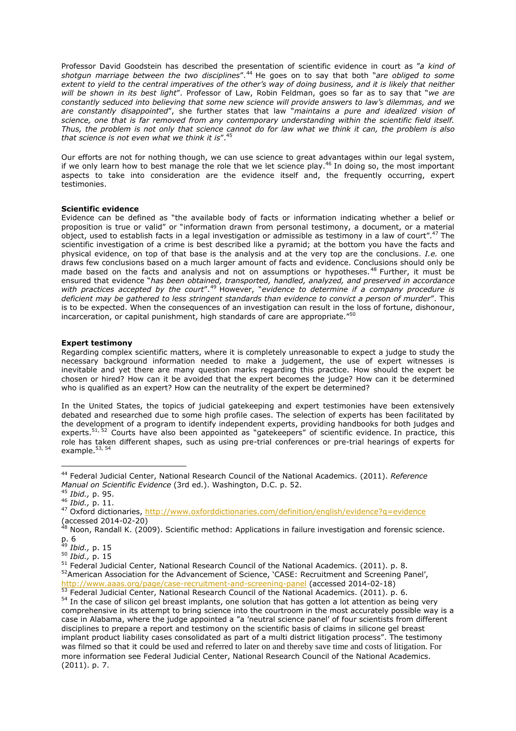Professor David Goodstein has described the presentation of scientific evidence in court as "*a kind of shotgun marriage between the two disciplines*".[44] He goes on to say that both "*are obliged to some extent to yield to the central imperatives of the other's way of doing business, and it is likely that neither will be shown in its best light*". Professor of Law, Robin Feldman, goes so far as to say that "*we are constantly seduced into believing that some new science will provide answers to law's dilemmas, and we are constantly disappointed*", she further states that law "*maintains a pure and idealized vision of science, one that is far removed from any contemporary understanding within the scientific field itself. Thus, the problem is not only that science cannot do for law what we think it can, the problem is also that science is not even what we think it is*".[45]

Our efforts are not for nothing though, we can use science to great advantages within our legal system, if we only learn how to best manage the role that we let science play.[46] In doing so, the most important aspects to take into consideration are the evidence itself and, the frequently occurring, expert testimonies.

**Scientific evidence**

Evidence can be defined as "the available body of facts or information indicating whether a belief or proposition is true or valid" or "information drawn from personal testimony, a document, or a material object, used to establish facts in a legal investigation or admissible as testimony in a law of court".[47] The scientific investigation of a crime is best described like a pyramid; at the bottom you have the facts and physical evidence, on top of that base is the analysis and at the very top are the conclusions. *I.e.* one draws few conclusions based on a much larger amount of facts and evidence. Conclusions should only be made based on the facts and analysis and not on assumptions or hypotheses.[48] Further, it must be ensured that evidence "*has been obtained, transported, handled, analyzed, and preserved in accordance with practices accepted by the court*".[49] However, "*evidence to determine if a company procedure is deficient may be gathered to less stringent standards than evidence to convict a person of murder*". This is to be expected. When the consequences of an investigation can result in the loss of fortune, dishonour, incarceration, or capital punishment, high standards of care are appropriate."[50]

**Expert testimony**

Regarding complex scientific matters, where it is completely unreasonable to expect a judge to study the necessary background information needed to make a judgement, the use of expert witnesses is inevitable and yet there are many question marks regarding this practice. How should the expert be chosen or hired? How can it be avoided that the expert becomes the judge? How can it be determined who is qualified as an expert? How can the neutrality of the expert be determined?

In the United States, the topics of judicial gatekeeping and expert testimonies have been extensively debated and researched due to some high profile cases. The selection of experts has been facilitated by the development of a program to identify independent experts, providing handbooks for both judges and experts.[51, 52] Courts have also been appointed as "gatekeepers" of scientific evidence. In practice, this role has taken different shapes, such as using pre-trial conferences or pre-trial hearings of experts for example.[53, 54]

---

[44] Federal Judicial Center, National Research Council of the National Academics. (2011). *Reference Manual on Scientific Evidence* (3rd ed.). Washington, D.C. p. 52.

[45] *Ibid.,* p. 95.

[46] *Ibid.,* p. 11.

[47] Oxford dictionaries, http://www.oxforddictionaries.com/definition/english/evidence?q=evidence (accessed 2014-02-20)

[48] Noon, Randall K. (2009). Scientific method: Applications in failure investigation and forensic science. p. 6

[49] *Ibid.,* p. 15

[50] *Ibid.,* p. 15

[51] Federal Judicial Center, National Research Council of the National Academics. (2011). p. 8.

[52] American Association for the Advancement of Science, 'CASE: Recruitment and Screening Panel', http://www.aaas.org/page/case-recruitment-and-screening-panel (accessed 2014-02-18)

[53] Federal Judicial Center, National Research Council of the National Academics. (2011). p. 6.

[54] In the case of silicon gel breast implants, one solution that has gotten a lot attention as being very comprehensive in its attempt to bring science into the courtroom in the most accurately possible way is a case in Alabama, where the judge appointed a "a 'neutral science panel' of four scientists from different disciplines to prepare a report and testimony on the scientific basis of claims in silicone gel breast implant product liability cases consolidated as part of a multi district litigation process". The testimony was filmed so that it could be used and referred to later on and thereby save time and costs of litigation. For more information see Federal Judicial Center, National Research Council of the National Academics. (2011). p. 7.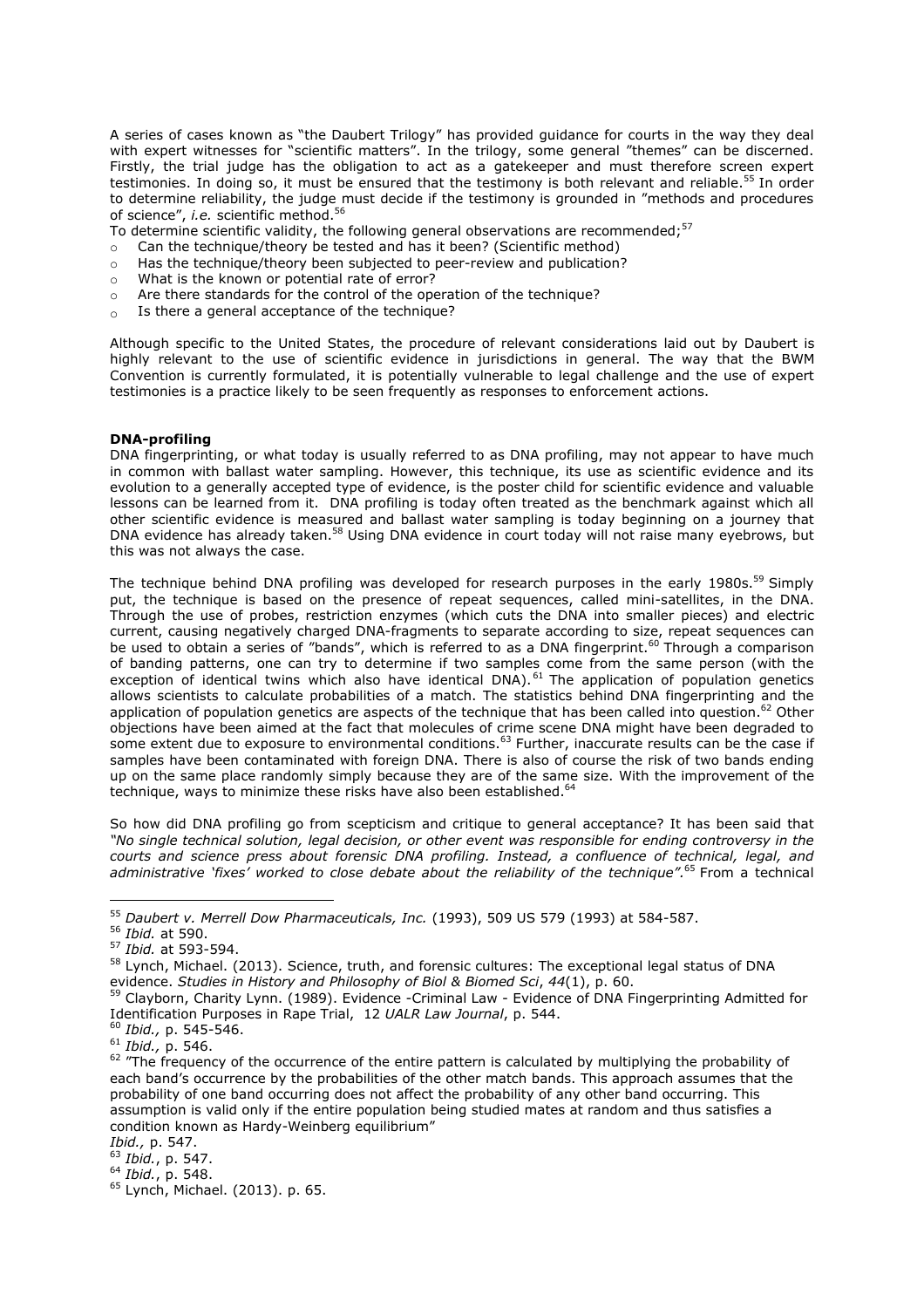A series of cases known as "the Daubert Trilogy" has provided guidance for courts in the way they deal with expert witnesses for "scientific matters". In the trilogy, some general "themes" can be discerned. Firstly, the trial judge has the obligation to act as a gatekeeper and must therefore screen expert testimonies. In doing so, it must be ensured that the testimony is both relevant and reliable.[55] In order to determine reliability, the judge must decide if the testimony is grounded in "methods and procedures of science", *i.e.* scientific method.[56]

To determine scientific validity, the following general observations are recommended;[57]

- Can the technique/theory be tested and has it been? (Scientific method)
- Has the technique/theory been subjected to peer-review and publication?
- What is the known or potential rate of error?
- Are there standards for the control of the operation of the technique?
- Is there a general acceptance of the technique?

Although specific to the United States, the procedure of relevant considerations laid out by Daubert is highly relevant to the use of scientific evidence in jurisdictions in general. The way that the BWM Convention is currently formulated, it is potentially vulnerable to legal challenge and the use of expert testimonies is a practice likely to be seen frequently as responses to enforcement actions.

**DNA-profiling**

DNA fingerprinting, or what today is usually referred to as DNA profiling, may not appear to have much in common with ballast water sampling. However, this technique, its use as scientific evidence and its evolution to a generally accepted type of evidence, is the poster child for scientific evidence and valuable lessons can be learned from it. DNA profiling is today often treated as the benchmark against which all other scientific evidence is measured and ballast water sampling is today beginning on a journey that DNA evidence has already taken.[58] Using DNA evidence in court today will not raise many eyebrows, but this was not always the case.

The technique behind DNA profiling was developed for research purposes in the early 1980s.[59] Simply put, the technique is based on the presence of repeat sequences, called mini-satellites, in the DNA. Through the use of probes, restriction enzymes (which cuts the DNA into smaller pieces) and electric current, causing negatively charged DNA-fragments to separate according to size, repeat sequences can be used to obtain a series of "bands", which is referred to as a DNA fingerprint.[60] Through a comparison of banding patterns, one can try to determine if two samples come from the same person (with the exception of identical twins which also have identical DNA).[61] The application of population genetics allows scientists to calculate probabilities of a match. The statistics behind DNA fingerprinting and the application of population genetics are aspects of the technique that has been called into question.[62] Other objections have been aimed at the fact that molecules of crime scene DNA might have been degraded to some extent due to exposure to environmental conditions.[63] Further, inaccurate results can be the case if samples have been contaminated with foreign DNA. There is also of course the risk of two bands ending up on the same place randomly simply because they are of the same size. With the improvement of the technique, ways to minimize these risks have also been established.[64]

So how did DNA profiling go from scepticism and critique to general acceptance? It has been said that *"No single technical solution, legal decision, or other event was responsible for ending controversy in the courts and science press about forensic DNA profiling. Instead, a confluence of technical, legal, and administrative 'fixes' worked to close debate about the reliability of the technique".*[65] From a technical

---

[55] *Daubert v. Merrell Dow Pharmaceuticals, Inc.* (1993), 509 US 579 (1993) at 584-587.

[56] *Ibid.* at 590.

[57] *Ibid.* at 593-594.

[58] Lynch, Michael. (2013). Science, truth, and forensic cultures: The exceptional legal status of DNA evidence. *Studies in History and Philosophy of Biol & Biomed Sci*, *44*(1), p. 60.

[59] Clayborn, Charity Lynn. (1989). Evidence -Criminal Law - Evidence of DNA Fingerprinting Admitted for Identification Purposes in Rape Trial, 12 *UALR Law Journal*, p. 544.

[60] *Ibid.,* p. 545-546.

[61] *Ibid.,* p. 546.

[62] "The frequency of the occurrence of the entire pattern is calculated by multiplying the probability of each band's occurrence by the probabilities of the other match bands. This approach assumes that the probability of one band occurring does not affect the probability of any other band occurring. This assumption is valid only if the entire population being studied mates at random and thus satisfies a condition known as Hardy-Weinberg equilibrium"
*Ibid.,* p. 547.

[63] *Ibid.*, p. 547.

[64] *Ibid.*, p. 548.

[65] Lynch, Michael. (2013). p. 65.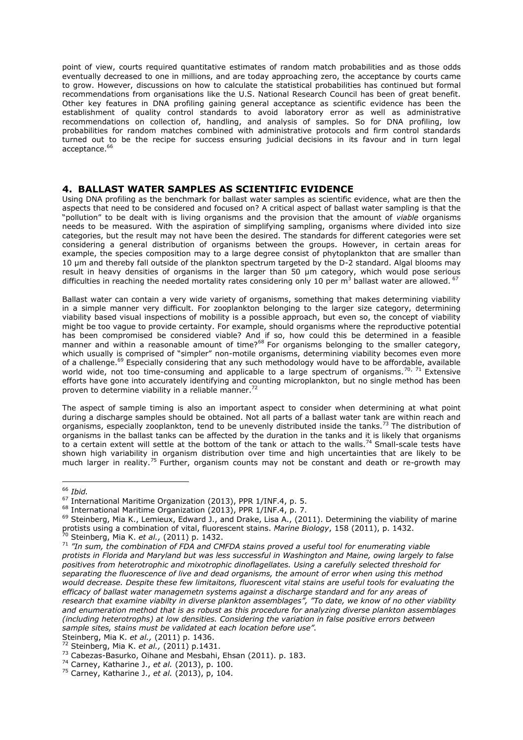point of view, courts required quantitative estimates of random match probabilities and as those odds eventually decreased to one in millions, and are today approaching zero, the acceptance by courts came to grow. However, discussions on how to calculate the statistical probabilities has continued but formal recommendations from organisations like the U.S. National Research Council has been of great benefit. Other key features in DNA profiling gaining general acceptance as scientific evidence has been the establishment of quality control standards to avoid laboratory error as well as administrative recommendations on collection of, handling, and analysis of samples. So for DNA profiling, low probabilities for random matches combined with administrative protocols and firm control standards turned out to be the recipe for success ensuring judicial decisions in its favour and in turn legal acceptance.[66]

## 4. BALLAST WATER SAMPLES AS SCIENTIFIC EVIDENCE

Using DNA profiling as the benchmark for ballast water samples as scientific evidence, what are then the aspects that need to be considered and focused on? A critical aspect of ballast water sampling is that the "pollution" to be dealt with is living organisms and the provision that the amount of *viable* organisms needs to be measured. With the aspiration of simplifying sampling, organisms where divided into size categories, but the result may not have been the desired. The standards for different categories were set considering a general distribution of organisms between the groups. However, in certain areas for example, the species composition may to a large degree consist of phytoplankton that are smaller than 10 µm and thereby fall outside of the plankton spectrum targeted by the D-2 standard. Algal blooms may result in heavy densities of organisms in the larger than 50 µm category, which would pose serious difficulties in reaching the needed mortality rates considering only 10 per $m^3$ ballast water are allowed.[67]

Ballast water can contain a very wide variety of organisms, something that makes determining viability in a simple manner very difficult. For zooplankton belonging to the larger size category, determining viability based visual inspections of mobility is a possible approach, but even so, the concept of viability might be too vague to provide certainty. For example, should organisms where the reproductive potential has been compromised be considered viable? And if so, how could this be determined in a feasible manner and within a reasonable amount of time?[68] For organisms belonging to the smaller category, which usually is comprised of "simpler" non-motile organisms, determining viability becomes even more of a challenge.[69] Especially considering that any such methodology would have to be affordable, available world wide, not too time-consuming and applicable to a large spectrum of organisms.[70, 71] Extensive efforts have gone into accurately identifying and counting microplankton, but no single method has been proven to determine viability in a reliable manner.[72]

The aspect of sample timing is also an important aspect to consider when determining at what point during a discharge samples should be obtained. Not all parts of a ballast water tank are within reach and organisms, especially zooplankton, tend to be unevenly distributed inside the tanks.[73] The distribution of organisms in the ballast tanks can be affected by the duration in the tanks and it is likely that organisms to a certain extent will settle at the bottom of the tank or attach to the walls.[74] Small-scale tests have shown high variability in organism distribution over time and high uncertainties that are likely to be much larger in reality.[75] Further, organism counts may not be constant and death or re-growth may

---

[66] *Ibid.*

[67] International Maritime Organization (2013), PPR 1/INF.4, p. 5.

[68] International Maritime Organization (2013), PPR 1/INF.4, p. 7.

[69] Steinberg, Mia K., Lemieux, Edward J., and Drake, Lisa A., (2011). Determining the viability of marine protists using a combination of vital, fluorescent stains. *Marine Biology*, 158 (2011), p. 1432.

[70] Steinberg, Mia K. *et al.,* (2011) p. 1432.

[71] *"In sum, the combination of FDA and CMFDA stains proved a useful tool for enumerating viable protists in Florida and Maryland but was less successful in Washington and Maine, owing largely to false positives from heterotrophic and mixotrophic dinoflagellates. Using a carefully selected threshold for separating the fluorescence of live and dead organisms, the amount of error when using this method would decrease. Despite these few limitaitons, fluorescent vital stains are useful tools for evaluating the efficacy of ballast water managemetn systems against a discharge standard and for any areas of research that examine viabilty in diverse plankton assemblages", "To date, we know of no other viability and enumeration method that is as robust as this procedure for analyzing diverse plankton assemblages (including heterotrophs) at low densities. Considering the variation in false positive errors between sample sites, stains must be validated at each location before use".*
Steinberg, Mia K. *et al.,* (2011) p. 1436.

[72] Steinberg, Mia K. *et al.,* (2011) p.1431.

[73] Cabezas-Basurko, Oihane and Mesbahi, Ehsan (2011). p. 183.

[74] Carney, Katharine J., *et al.* (2013), p. 100.

[75] Carney, Katharine J., *et al.* (2013), p, 104.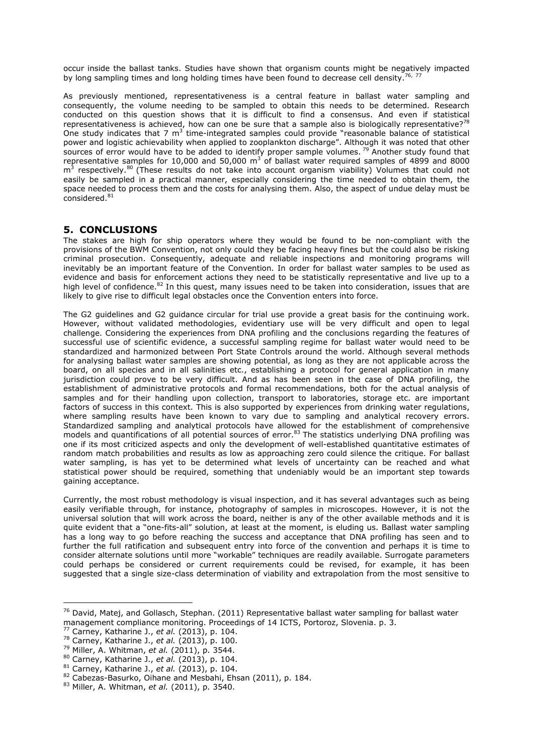occur inside the ballast tanks. Studies have shown that organism counts might be negatively impacted by long sampling times and long holding times have been found to decrease cell density.[76, 77]

As previously mentioned, representativeness is a central feature in ballast water sampling and consequently, the volume needing to be sampled to obtain this needs to be determined. Research conducted on this question shows that it is difficult to find a consensus. And even if statistical representativeness is achieved, how can one be sure that a sample also is biologically representative?[78] One study indicates that 7 $m^3$ time-integrated samples could provide "reasonable balance of statistical power and logistic achievability when applied to zooplankton discharge". Although it was noted that other sources of error would have to be added to identify proper sample volumes.[79] Another study found that representative samples for 10,000 and 50,000 $m^3$ of ballast water required samples of 4899 and 8000 $m^3$ respectively.[80] (These results do not take into account organism viability) Volumes that could not easily be sampled in a practical manner, especially considering the time needed to obtain them, the space needed to process them and the costs for analysing them. Also, the aspect of undue delay must be considered.[81]

## 5. CONCLUSIONS

The stakes are high for ship operators where they would be found to be non-compliant with the provisions of the BWM Convention, not only could they be facing heavy fines but the could also be risking criminal prosecution. Consequently, adequate and reliable inspections and monitoring programs will inevitably be an important feature of the Convention. In order for ballast water samples to be used as evidence and basis for enforcement actions they need to be statistically representative and live up to a high level of confidence.[82] In this quest, many issues need to be taken into consideration, issues that are likely to give rise to difficult legal obstacles once the Convention enters into force.

The G2 guidelines and G2 guidance circular for trial use provide a great basis for the continuing work. However, without validated methodologies, evidentiary use will be very difficult and open to legal challenge. Considering the experiences from DNA profiling and the conclusions regarding the features of successful use of scientific evidence, a successful sampling regime for ballast water would need to be standardized and harmonized between Port State Controls around the world. Although several methods for analysing ballast water samples are showing potential, as long as they are not applicable across the board, on all species and in all salinities etc., establishing a protocol for general application in many jurisdiction could prove to be very difficult. And as has been seen in the case of DNA profiling, the establishment of administrative protocols and formal recommendations, both for the actual analysis of samples and for their handling upon collection, transport to laboratories, storage etc. are important factors of success in this context. This is also supported by experiences from drinking water regulations, where sampling results have been known to vary due to sampling and analytical recovery errors. Standardized sampling and analytical protocols have allowed for the establishment of comprehensive models and quantifications of all potential sources of error.[83] The statistics underlying DNA profiling was one if its most criticized aspects and only the development of well-established quantitative estimates of random match probabilities and results as low as approaching zero could silence the critique. For ballast water sampling, is has yet to be determined what levels of uncertainty can be reached and what statistical power should be required, something that undeniably would be an important step towards gaining acceptance.

Currently, the most robust methodology is visual inspection, and it has several advantages such as being easily verifiable through, for instance, photography of samples in microscopes. However, it is not the universal solution that will work across the board, neither is any of the other available methods and it is quite evident that a "one-fits-all" solution, at least at the moment, is eluding us. Ballast water sampling has a long way to go before reaching the success and acceptance that DNA profiling has seen and to further the full ratification and subsequent entry into force of the convention and perhaps it is time to consider alternate solutions until more "workable" techniques are readily available. Surrogate parameters could perhaps be considered or current requirements could be revised, for example, it has been suggested that a single size-class determination of viability and extrapolation from the most sensitive to

---

[76] David, Matej, and Gollasch, Stephan. (2011) Representative ballast water sampling for ballast water management compliance monitoring. Proceedings of 14 ICTS, Portoroz, Slovenia. p. 3.

[77] Carney, Katharine J., *et al.* (2013), p. 104.

[78] Carney, Katharine J., *et al.* (2013), p. 100.

[79] Miller, A. Whitman, *et al.* (2011), p. 3544.

[80] Carney, Katharine J., *et al.* (2013), p. 104.

[81] Carney, Katharine J., *et al.* (2013), p. 104.

[82] Cabezas-Basurko, Oihane and Mesbahi, Ehsan (2011), p. 184.

[83] Miller, A. Whitman, *et al.* (2011), p. 3540.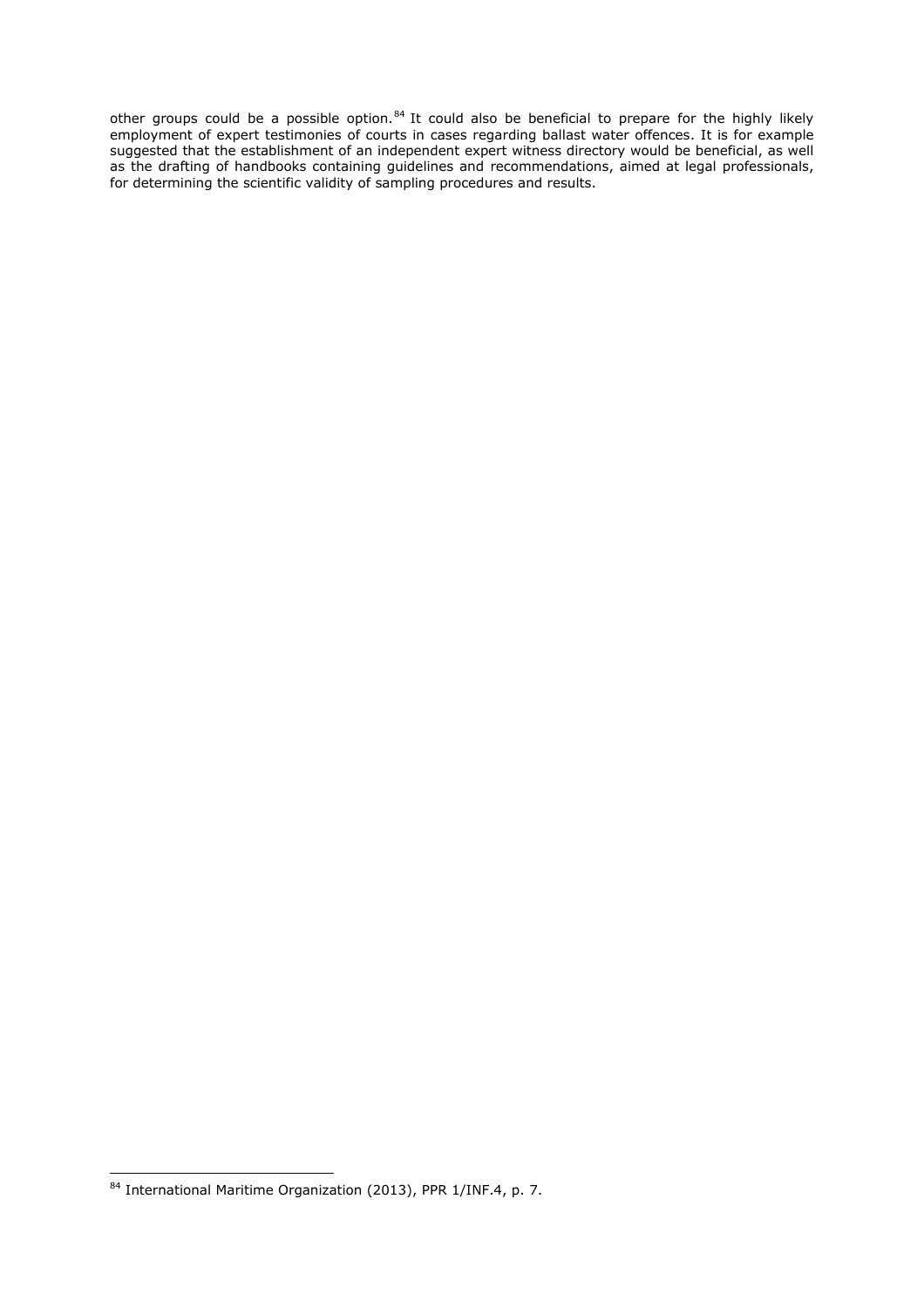other groups could be a possible option.[84] It could also be beneficial to prepare for the highly likely employment of expert testimonies of courts in cases regarding ballast water offences. It is for example suggested that the establishment of an independent expert witness directory would be beneficial, as well as the drafting of handbooks containing guidelines and recommendations, aimed at legal professionals, for determining the scientific validity of sampling procedures and results.

---

[84] International Maritime Organization (2013), PPR 1/INF.4, p. 7.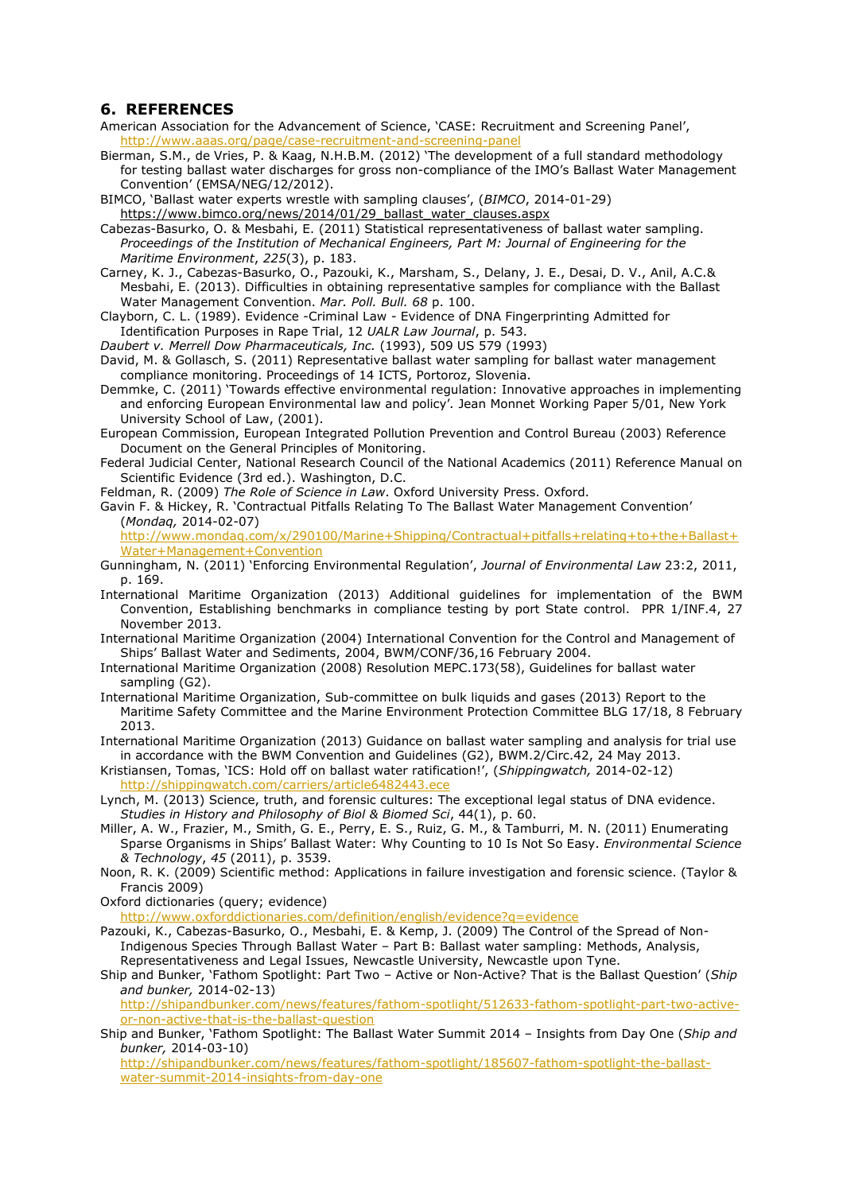## 6. REFERENCES

American Association for the Advancement of Science, 'CASE: Recruitment and Screening Panel', http://www.aaas.org/page/case-recruitment-and-screening-panel

Bierman, S.M., de Vries, P. & Kaag, N.H.B.M. (2012) 'The development of a full standard methodology for testing ballast water discharges for gross non-compliance of the IMO's Ballast Water Management Convention' (EMSA/NEG/12/2012).

BIMCO, 'Ballast water experts wrestle with sampling clauses', (*BIMCO*, 2014-01-29) https://www.bimco.org/news/2014/01/29_ballast_water_clauses.aspx

Cabezas-Basurko, O. & Mesbahi, E. (2011) Statistical representativeness of ballast water sampling. *Proceedings of the Institution of Mechanical Engineers, Part M: Journal of Engineering for the Maritime Environment*, *225*(3), p. 183.

Carney, K. J., Cabezas-Basurko, O., Pazouki, K., Marsham, S., Delany, J. E., Desai, D. V., Anil, A.C.& Mesbahi, E. (2013). Difficulties in obtaining representative samples for compliance with the Ballast Water Management Convention. *Mar. Poll. Bull. 68* p. 100.

Clayborn, C. L. (1989). Evidence -Criminal Law - Evidence of DNA Fingerprinting Admitted for Identification Purposes in Rape Trial, 12 *UALR Law Journal*, p. 543.

*Daubert v. Merrell Dow Pharmaceuticals, Inc.* (1993), 509 US 579 (1993)

David, M. & Gollasch, S. (2011) Representative ballast water sampling for ballast water management compliance monitoring. Proceedings of 14 ICTS, Portoroz, Slovenia.

Demmke, C. (2011) 'Towards effective environmental regulation: Innovative approaches in implementing and enforcing European Environmental law and policy'. Jean Monnet Working Paper 5/01, New York University School of Law, (2001).

European Commission, European Integrated Pollution Prevention and Control Bureau (2003) Reference Document on the General Principles of Monitoring.

Federal Judicial Center, National Research Council of the National Academics (2011) Reference Manual on Scientific Evidence (3rd ed.). Washington, D.C.

Feldman, R. (2009) *The Role of Science in Law*. Oxford University Press. Oxford.

Gavin F. & Hickey, R. 'Contractual Pitfalls Relating To The Ballast Water Management Convention' (*Mondaq,* 2014-02-07) http://www.mondaq.com/x/290100/Marine+Shipping/Contractual+pitfalls+relating+to+the+Ballast+Water+Management+Convention

Gunningham, N. (2011) 'Enforcing Environmental Regulation', *Journal of Environmental Law* 23:2, 2011, p. 169.

International Maritime Organization (2013) Additional guidelines for implementation of the BWM Convention, Establishing benchmarks in compliance testing by port State control. PPR 1/INF.4, 27 November 2013.

International Maritime Organization (2004) International Convention for the Control and Management of Ships' Ballast Water and Sediments, 2004, BWM/CONF/36,16 February 2004.

International Maritime Organization (2008) Resolution MEPC.173(58), Guidelines for ballast water sampling (G2).

International Maritime Organization, Sub-committee on bulk liquids and gases (2013) Report to the Maritime Safety Committee and the Marine Environment Protection Committee BLG 17/18, 8 February 2013.

International Maritime Organization (2013) Guidance on ballast water sampling and analysis for trial use in accordance with the BWM Convention and Guidelines (G2), BWM.2/Circ.42, 24 May 2013.

Kristiansen, Tomas, 'ICS: Hold off on ballast water ratification!', (*Shippingwatch,* 2014-02-12) http://shippingwatch.com/carriers/article6482443.ece

Lynch, M. (2013) Science, truth, and forensic cultures: The exceptional legal status of DNA evidence. *Studies in History and Philosophy of Biol & Biomed Sci*, 44(1), p. 60.

Miller, A. W., Frazier, M., Smith, G. E., Perry, E. S., Ruiz, G. M., & Tamburri, M. N. (2011) Enumerating Sparse Organisms in Ships' Ballast Water: Why Counting to 10 Is Not So Easy. *Environmental Science & Technology*, *45* (2011), p. 3539.

Noon, R. K. (2009) Scientific method: Applications in failure investigation and forensic science. (Taylor & Francis 2009)

Oxford dictionaries (query; evidence) http://www.oxforddictionaries.com/definition/english/evidence?q=evidence

Pazouki, K., Cabezas-Basurko, O., Mesbahi, E. & Kemp, J. (2009) The Control of the Spread of Non-Indigenous Species Through Ballast Water – Part B: Ballast water sampling: Methods, Analysis, Representativeness and Legal Issues, Newcastle University, Newcastle upon Tyne.

Ship and Bunker, 'Fathom Spotlight: Part Two – Active or Non-Active? That is the Ballast Question' (*Ship and bunker,* 2014-02-13) http://shipandbunker.com/news/features/fathom-spotlight/512633-fathom-spotlight-part-two-active-or-non-active-that-is-the-ballast-question

Ship and Bunker, 'Fathom Spotlight: The Ballast Water Summit 2014 – Insights from Day One (*Ship and bunker,* 2014-03-10) http://shipandbunker.com/news/features/fathom-spotlight/185607-fathom-spotlight-the-ballast-water-summit-2014-insights-from-day-one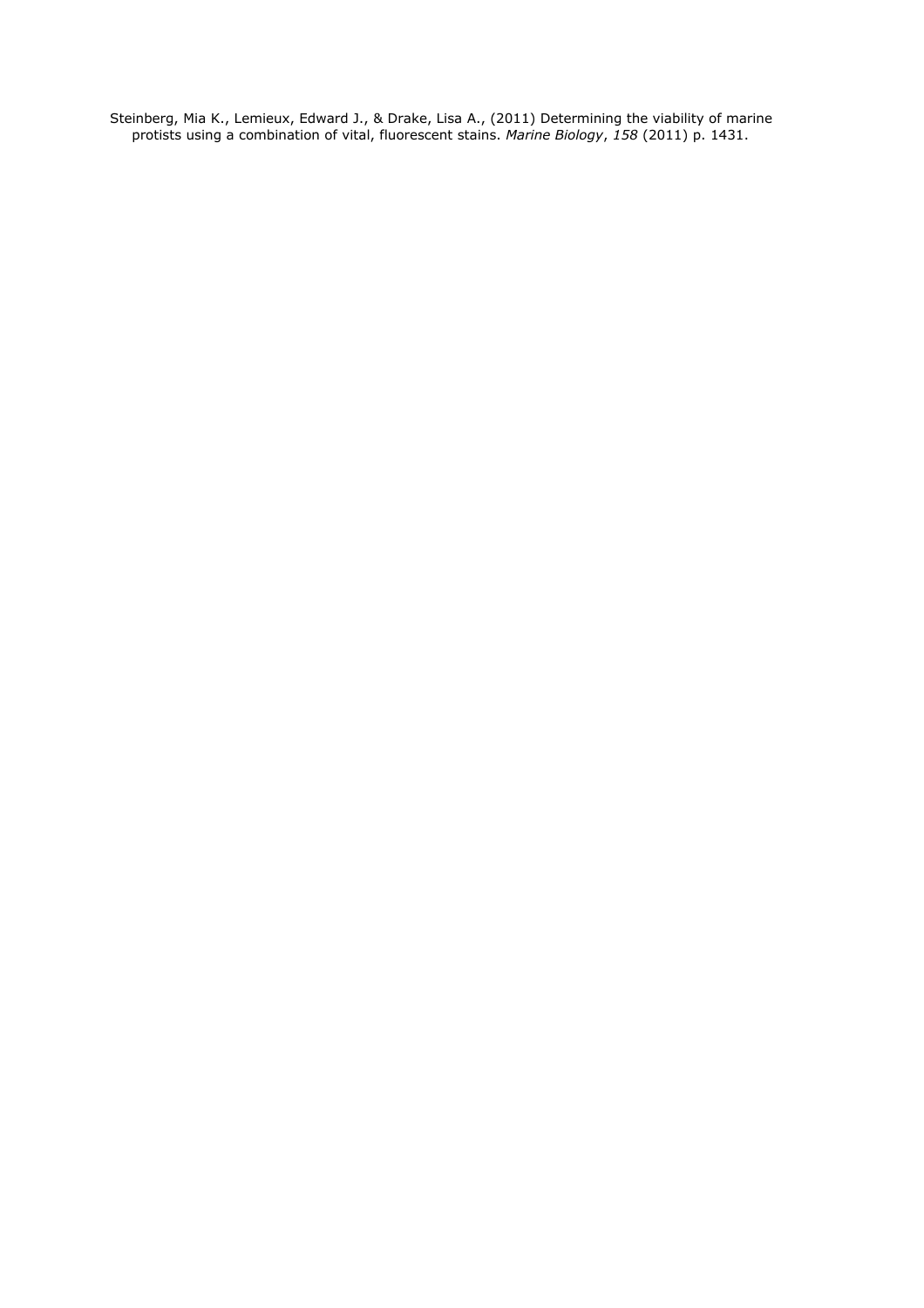Steinberg, Mia K., Lemieux, Edward J., & Drake, Lisa A., (2011) Determining the viability of marine protists using a combination of vital, fluorescent stains. *Marine Biology*, *158* (2011) p. 1431.